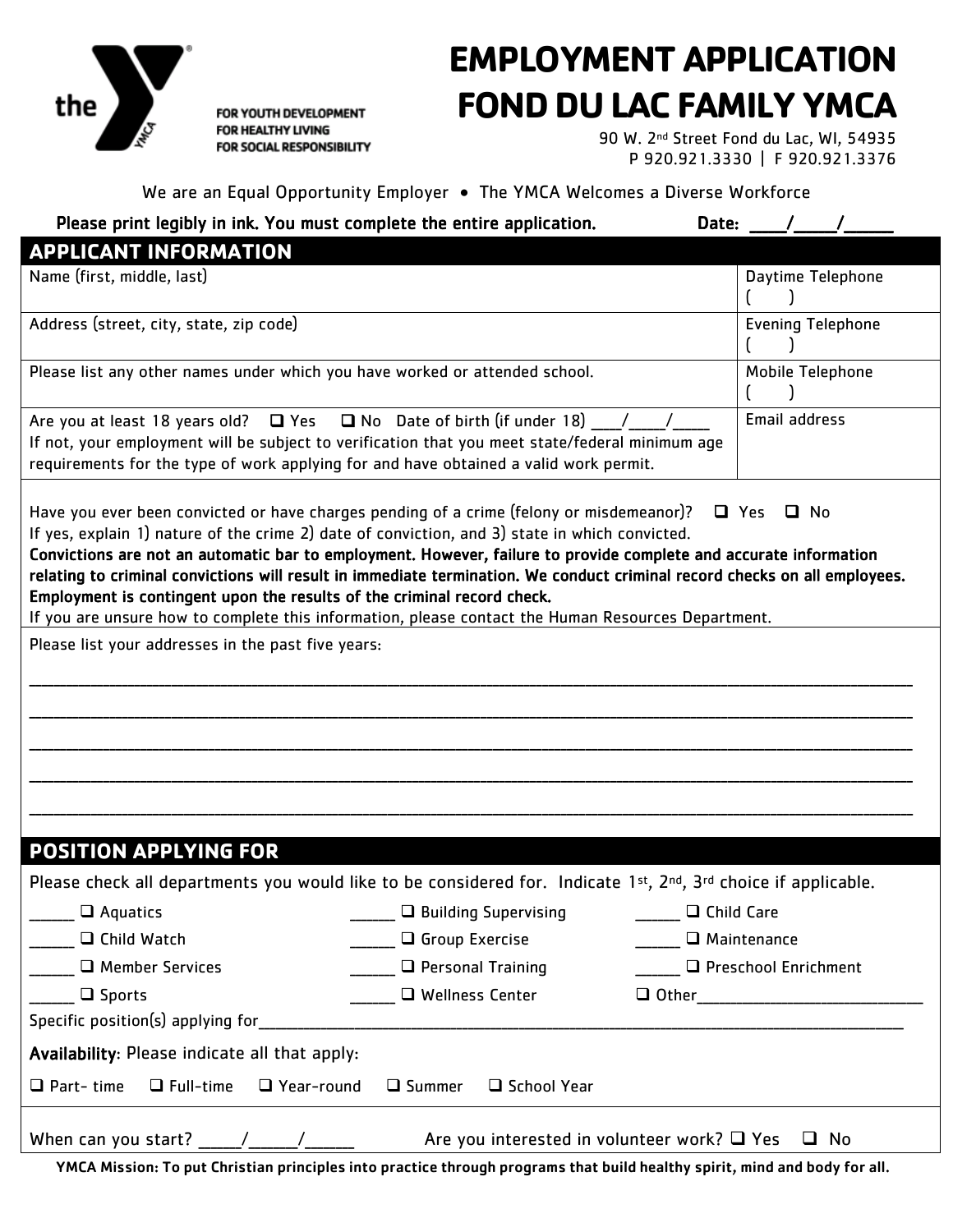the YMCA

FOR YOUTH DEVELOPMENT
FOR HEALTHY LIVING
FOR SOCIAL RESPONSIBILITY

# EMPLOYMENT APPLICATION
# FOND DU LAC FAMILY YMCA

90 W. 2nd Street Fond du Lac, WI, 54935
P 920.921.3330 | F 920.921.3376

We are an Equal Opportunity Employer • The YMCA Welcomes a Diverse Workforce

**Please print legibly in ink. You must complete the entire application.** **Date: ____/_____/______**

## APPLICANT INFORMATION

| | |
|---|---|
| Name (first, middle, last) | Daytime Telephone ( ) |
| Address (street, city, state, zip code) | Evening Telephone ( ) |
| Please list any other names under which you have worked or attended school. | Mobile Telephone ( ) |
| Are you at least 18 years old? ☐ Yes ☐ No Date of birth (if under 18) ____/_____/_____ If not, your employment will be subject to verification that you meet state/federal minimum age requirements for the type of work applying for and have obtained a valid work permit. | Email address |

Have you ever been convicted or have charges pending of a crime (felony or misdemeanor)? ☐ Yes ☐ No
If yes, explain 1) nature of the crime 2) date of conviction, and 3) state in which convicted.
**Convictions are not an automatic bar to employment. However, failure to provide complete and accurate information relating to criminal convictions will result in immediate termination. We conduct criminal record checks on all employees. Employment is contingent upon the results of the criminal record check.**
If you are unsure how to complete this information, please contact the Human Resources Department.

Please list your addresses in the past five years:

________________________________________________________________________________

________________________________________________________________________________

________________________________________________________________________________

________________________________________________________________________________

________________________________________________________________________________

## POSITION APPLYING FOR

Please check all departments you would like to be considered for. Indicate 1st, 2nd, 3rd choice if applicable.

| | | |
|---|---|---|
| _____ ☐ Aquatics | _____ ☐ Building Supervising | _____ ☐ Child Care |
| _____ ☐ Child Watch | _____ ☐ Group Exercise | _____ ☐ Maintenance |
| _____ ☐ Member Services | _____ ☐ Personal Training | _____ ☐ Preschool Enrichment |
| _____ ☐ Sports | _____ ☐ Wellness Center | ☐ Other__________________________ |

Specific position(s) applying for________________________________________________________________

**Availability**: Please indicate all that apply:

☐ Part- time ☐ Full-time ☐ Year-round ☐ Summer ☐ School Year

When can you start? _____/______/______ Are you interested in volunteer work? ☐ Yes ☐ No

**YMCA Mission: To put Christian principles into practice through programs that build healthy spirit, mind and body for all.**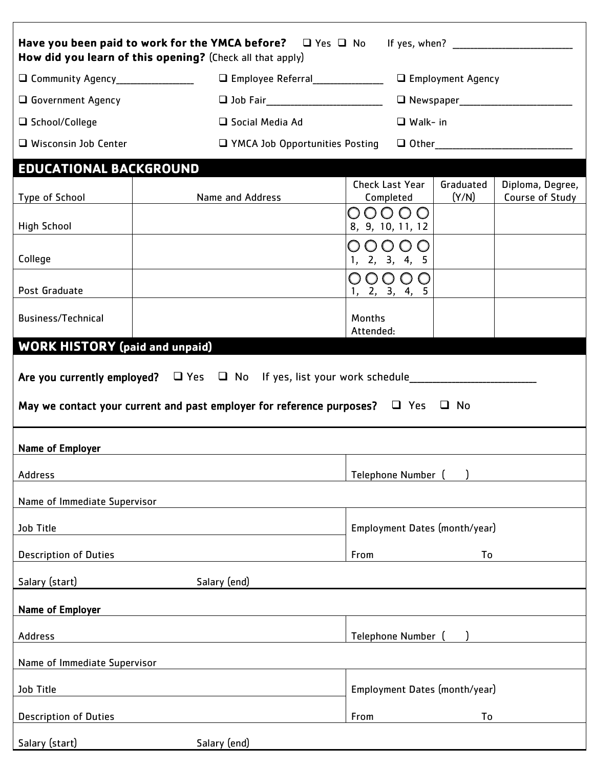**Have you been paid to work for the YMCA before?** ☐ Yes ☐ No If yes, when? ________________________

**How did you learn of this opening?** (Check all that apply)

| | | |
|---|---|---|
| ☐ Community Agency________________ | ☐ Employee Referral______________ | ☐ Employment Agency |
| ☐ Government Agency | ☐ Job Fair________________________ | ☐ Newspaper_______________________ |
| ☐ School/College | ☐ Social Media Ad | ☐ Walk- in |
| ☐ Wisconsin Job Center | ☐ YMCA Job Opportunities Posting | ☐ Other____________________________ |

## EDUCATIONAL BACKGROUND

| Type of School | Name and Address | Check Last Year Completed | Graduated (Y/N) | Diploma, Degree, Course of Study |
|---|---|---|---|---|
| High School | | ○ ○ ○ ○ ○ 8, 9, 10, 11, 12 | | |
| College | | ○ ○ ○ ○ ○ 1, 2, 3, 4, 5 | | |
| Post Graduate | | ○ ○ ○ ○ ○ 1, 2, 3, 4, 5 | | |
| Business/Technical | | Months Attended: | | |

## WORK HISTORY (paid and unpaid)

**Are you currently employed?** ☐ Yes ☐ No If yes, list your work schedule__________________________

**May we contact your current and past employer for reference purposes?** ☐ Yes ☐ No

**Name of Employer**

| | |
|---|---|
| Address | Telephone Number ( ) |
| Name of Immediate Supervisor | |
| Job Title | Employment Dates (month/year) |
| Description of Duties | From To |
| Salary (start) Salary (end) | |

**Name of Employer**

| | |
|---|---|
| Address | Telephone Number ( ) |
| Name of Immediate Supervisor | |
| Job Title | Employment Dates (month/year) |
| Description of Duties | From To |
| Salary (start) Salary (end) | |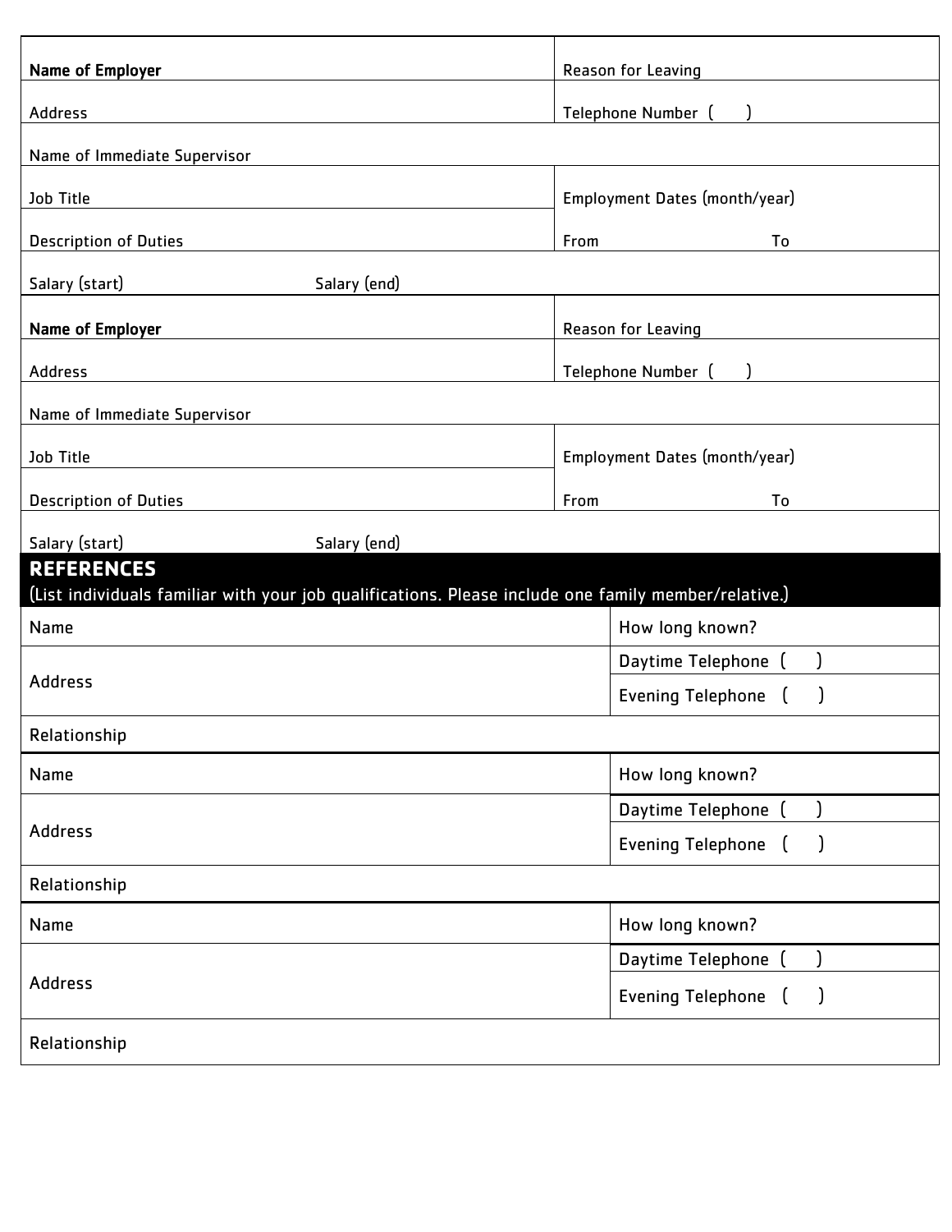| | |
|---|---|
| **Name of Employer** | Reason for Leaving |
| Address | Telephone Number ( ) |
| Name of Immediate Supervisor | |
| Job Title | Employment Dates (month/year) |
| Description of Duties | From To |
| Salary (start) Salary (end) | |

| | |
|---|---|
| **Name of Employer** | Reason for Leaving |
| Address | Telephone Number ( ) |
| Name of Immediate Supervisor | |
| Job Title | Employment Dates (month/year) |
| Description of Duties | From To |
| Salary (start) Salary (end) | |

## REFERENCES

(List individuals familiar with your job qualifications. Please include one family member/relative.)

| | |
|---|---|
| Name | How long known? |
| Address | Daytime Telephone ( ) |
| | Evening Telephone ( ) |
| Relationship | |

| | |
|---|---|
| Name | How long known? |
| Address | Daytime Telephone ( ) |
| | Evening Telephone ( ) |
| Relationship | |

| | |
|---|---|
| Name | How long known? |
| Address | Daytime Telephone ( ) |
| | Evening Telephone ( ) |
| Relationship | |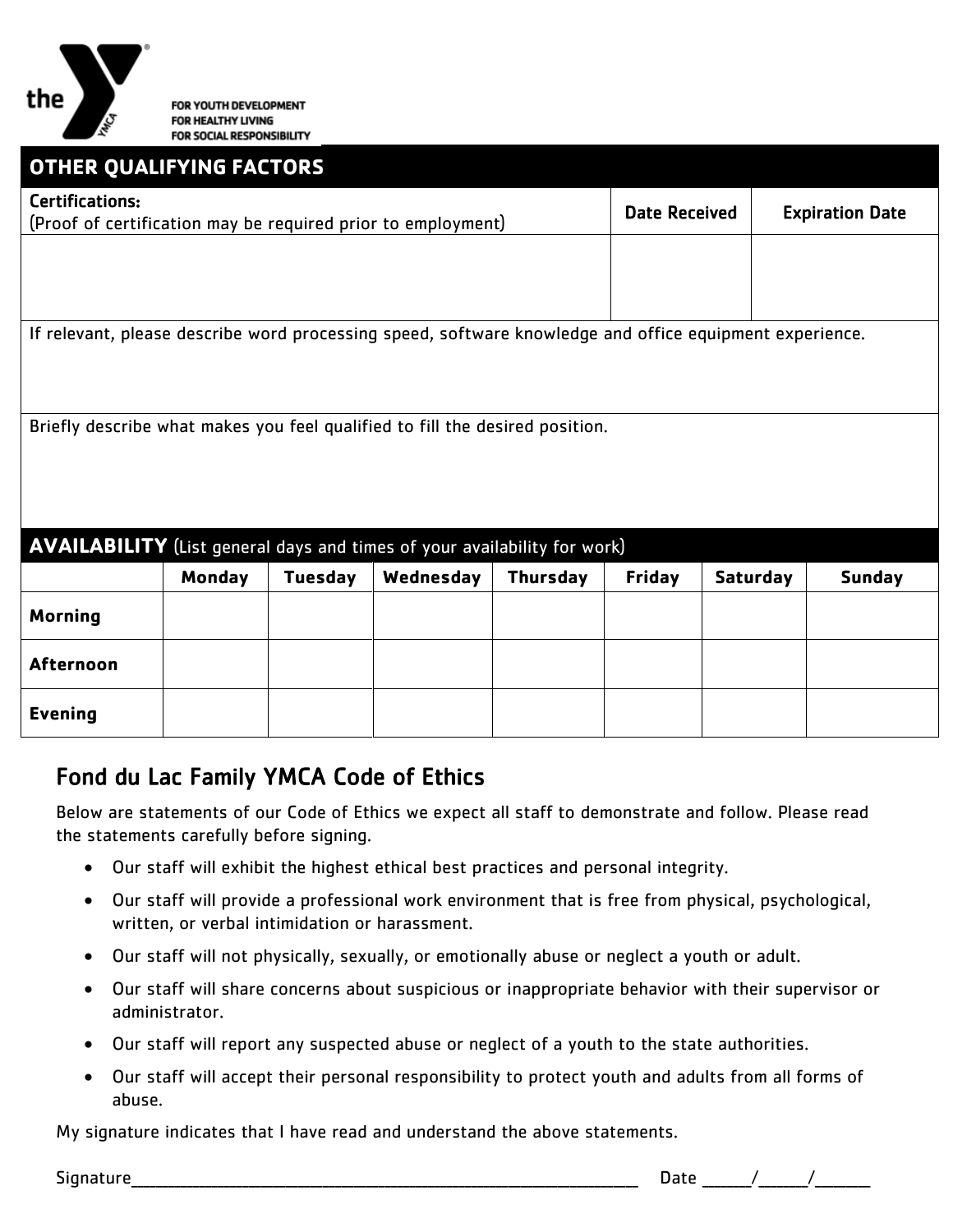FOR YOUTH DEVELOPMENT
FOR HEALTHY LIVING
FOR SOCIAL RESPONSIBILITY

## OTHER QUALIFYING FACTORS

| Certifications: (Proof of certification may be required prior to employment) | Date Received | Expiration Date |
|---|---|---|
| | | |

If relevant, please describe word processing speed, software knowledge and office equipment experience.

Briefly describe what makes you feel qualified to fill the desired position.

## AVAILABILITY (List general days and times of your availability for work)

| | Monday | Tuesday | Wednesday | Thursday | Friday | Saturday | Sunday |
|---|---|---|---|---|---|---|---|
| **Morning** | | | | | | | |
| **Afternoon** | | | | | | | |
| **Evening** | | | | | | | |

## Fond du Lac Family YMCA Code of Ethics

Below are statements of our Code of Ethics we expect all staff to demonstrate and follow. Please read the statements carefully before signing.

- Our staff will exhibit the highest ethical best practices and personal integrity.
- Our staff will provide a professional work environment that is free from physical, psychological, written, or verbal intimidation or harassment.
- Our staff will not physically, sexually, or emotionally abuse or neglect a youth or adult.
- Our staff will share concerns about suspicious or inappropriate behavior with their supervisor or administrator.
- Our staff will report any suspected abuse or neglect of a youth to the state authorities.
- Our staff will accept their personal responsibility to protect youth and adults from all forms of abuse.

My signature indicates that I have read and understand the above statements.

Signature_______________________________________________ Date ______/______/______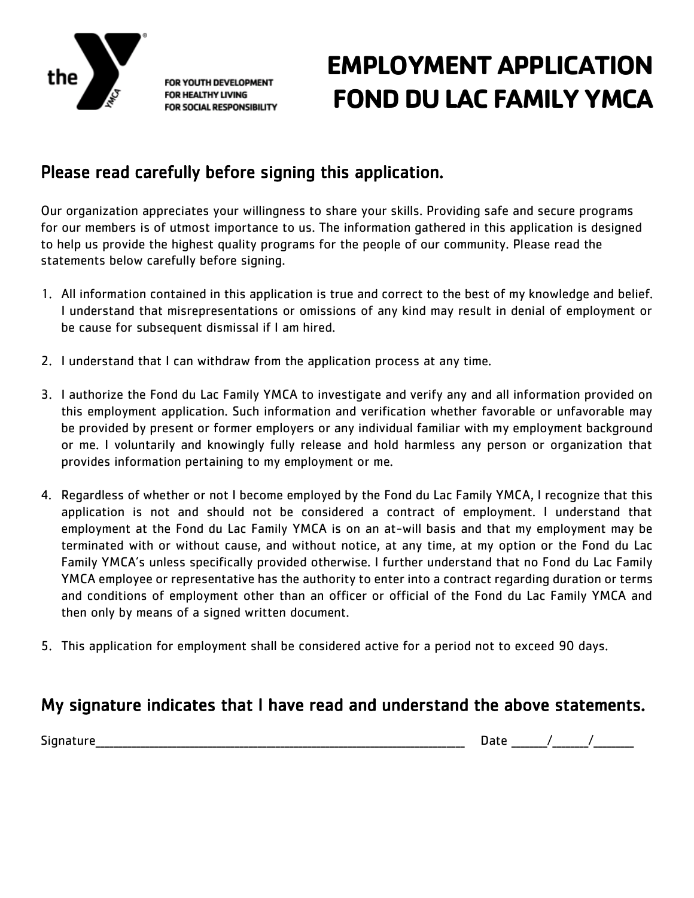the YMCA

FOR YOUTH DEVELOPMENT
FOR HEALTHY LIVING
FOR SOCIAL RESPONSIBILITY

# EMPLOYMENT APPLICATION FOND DU LAC FAMILY YMCA

## Please read carefully before signing this application.

Our organization appreciates your willingness to share your skills. Providing safe and secure programs for our members is of utmost importance to us. The information gathered in this application is designed to help us provide the highest quality programs for the people of our community. Please read the statements below carefully before signing.

1. All information contained in this application is true and correct to the best of my knowledge and belief. I understand that misrepresentations or omissions of any kind may result in denial of employment or be cause for subsequent dismissal if I am hired.

2. I understand that I can withdraw from the application process at any time.

3. I authorize the Fond du Lac Family YMCA to investigate and verify any and all information provided on this employment application. Such information and verification whether favorable or unfavorable may be provided by present or former employers or any individual familiar with my employment background or me. I voluntarily and knowingly fully release and hold harmless any person or organization that provides information pertaining to my employment or me.

4. Regardless of whether or not I become employed by the Fond du Lac Family YMCA, I recognize that this application is not and should not be considered a contract of employment. I understand that employment at the Fond du Lac Family YMCA is on an at-will basis and that my employment may be terminated with or without cause, and without notice, at any time, at my option or the Fond du Lac Family YMCA's unless specifically provided otherwise. I further understand that no Fond du Lac Family YMCA employee or representative has the authority to enter into a contract regarding duration or terms and conditions of employment other than an officer or official of the Fond du Lac Family YMCA and then only by means of a signed written document.

5. This application for employment shall be considered active for a period not to exceed 90 days.

## My signature indicates that I have read and understand the above statements.

Signature_______________________________________________ Date ______/______/______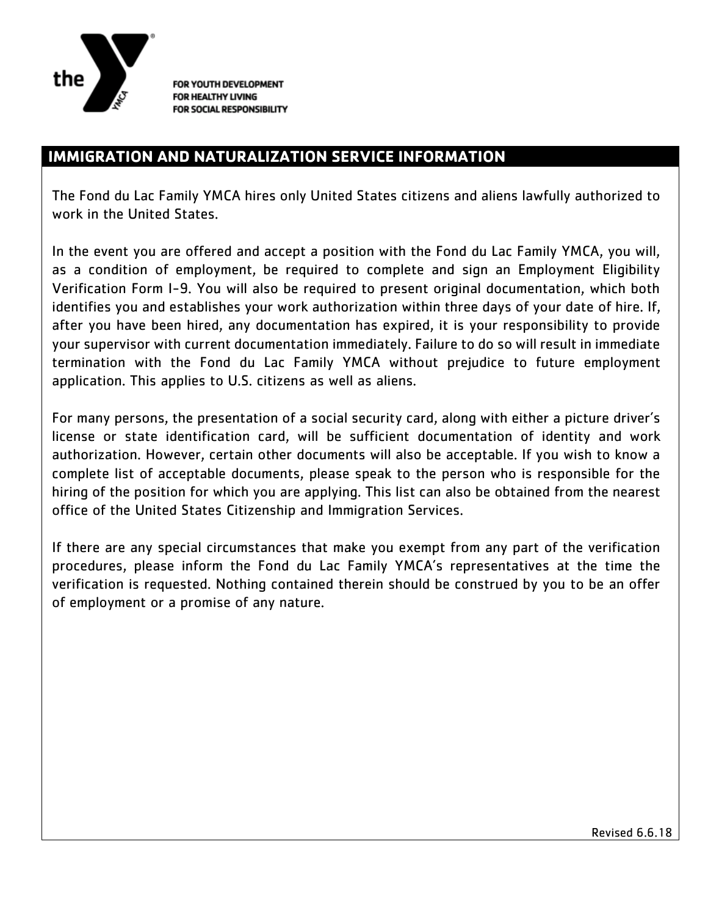FOR YOUTH DEVELOPMENT
FOR HEALTHY LIVING
FOR SOCIAL RESPONSIBILITY

## IMMIGRATION AND NATURALIZATION SERVICE INFORMATION

The Fond du Lac Family YMCA hires only United States citizens and aliens lawfully authorized to work in the United States.

In the event you are offered and accept a position with the Fond du Lac Family YMCA, you will, as a condition of employment, be required to complete and sign an Employment Eligibility Verification Form I-9. You will also be required to present original documentation, which both identifies you and establishes your work authorization within three days of your date of hire. If, after you have been hired, any documentation has expired, it is your responsibility to provide your supervisor with current documentation immediately. Failure to do so will result in immediate termination with the Fond du Lac Family YMCA without prejudice to future employment application. This applies to U.S. citizens as well as aliens.

For many persons, the presentation of a social security card, along with either a picture driver's license or state identification card, will be sufficient documentation of identity and work authorization. However, certain other documents will also be acceptable. If you wish to know a complete list of acceptable documents, please speak to the person who is responsible for the hiring of the position for which you are applying. This list can also be obtained from the nearest office of the United States Citizenship and Immigration Services.

If there are any special circumstances that make you exempt from any part of the verification procedures, please inform the Fond du Lac Family YMCA's representatives at the time the verification is requested. Nothing contained therein should be construed by you to be an offer of employment or a promise of any nature.

Revised 6.6.18